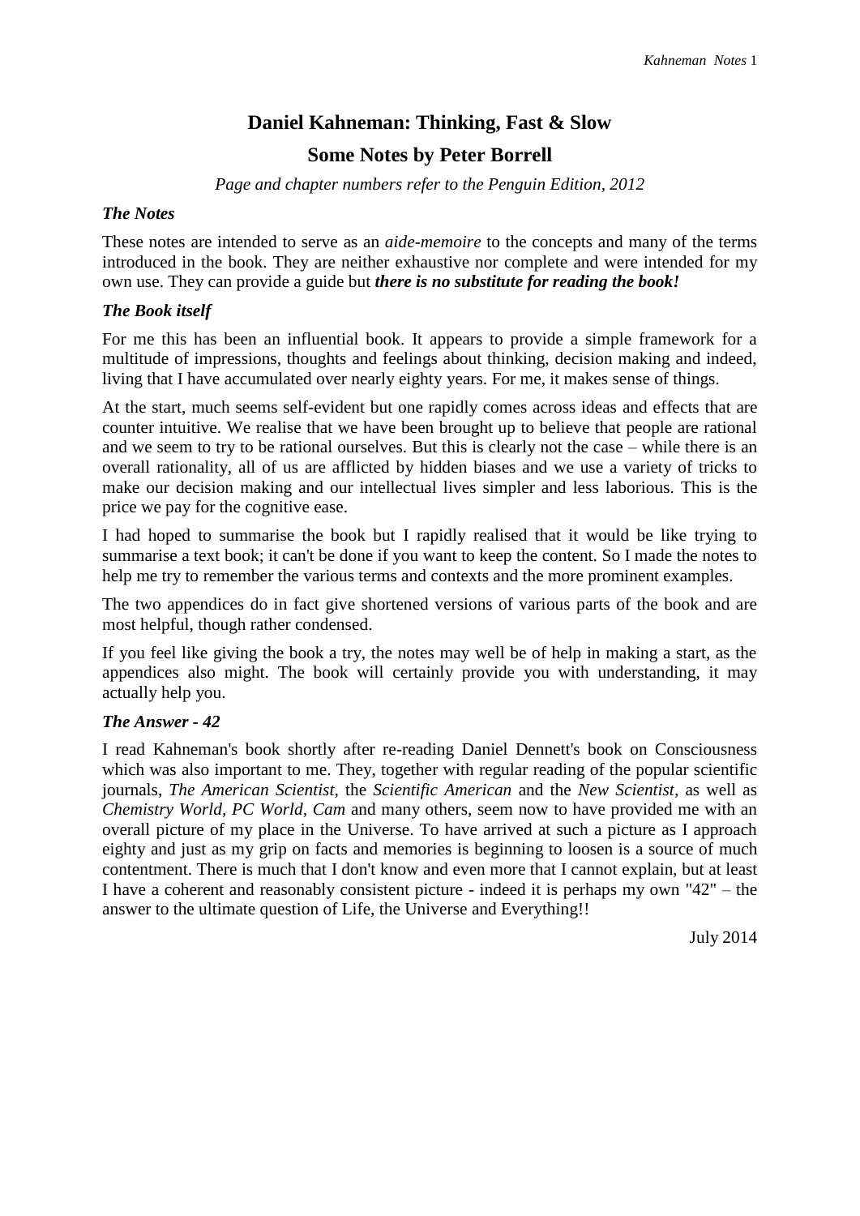# Daniel Kahneman: Thinking, Fast & Slow

## Some Notes by Peter Borrell

*Page and chapter numbers refer to the Penguin Edition, 2012*

### *The Notes*

These notes are intended to serve as an *aide-memoire* to the concepts and many of the terms introduced in the book. They are neither exhaustive nor complete and were intended for my own use. They can provide a guide but ***there is no substitute for reading the book!***

### *The Book itself*

For me this has been an influential book. It appears to provide a simple framework for a multitude of impressions, thoughts and feelings about thinking, decision making and indeed, living that I have accumulated over nearly eighty years. For me, it makes sense of things.

At the start, much seems self-evident but one rapidly comes across ideas and effects that are counter intuitive. We realise that we have been brought up to believe that people are rational and we seem to try to be rational ourselves. But this is clearly not the case – while there is an overall rationality, all of us are afflicted by hidden biases and we use a variety of tricks to make our decision making and our intellectual lives simpler and less laborious. This is the price we pay for the cognitive ease.

I had hoped to summarise the book but I rapidly realised that it would be like trying to summarise a text book; it can't be done if you want to keep the content. So I made the notes to help me try to remember the various terms and contexts and the more prominent examples.

The two appendices do in fact give shortened versions of various parts of the book and are most helpful, though rather condensed.

If you feel like giving the book a try, the notes may well be of help in making a start, as the appendices also might. The book will certainly provide you with understanding, it may actually help you.

### *The Answer - 42*

I read Kahneman's book shortly after re-reading Daniel Dennett's book on Consciousness which was also important to me. They, together with regular reading of the popular scientific journals, *The American Scientist*, the *Scientific American* and the *New Scientist*, as well as *Chemistry World, PC World*, *Cam* and many others, seem now to have provided me with an overall picture of my place in the Universe. To have arrived at such a picture as I approach eighty and just as my grip on facts and memories is beginning to loosen is a source of much contentment. There is much that I don't know and even more that I cannot explain, but at least I have a coherent and reasonably consistent picture - indeed it is perhaps my own "42" – the answer to the ultimate question of Life, the Universe and Everything!!

July 2014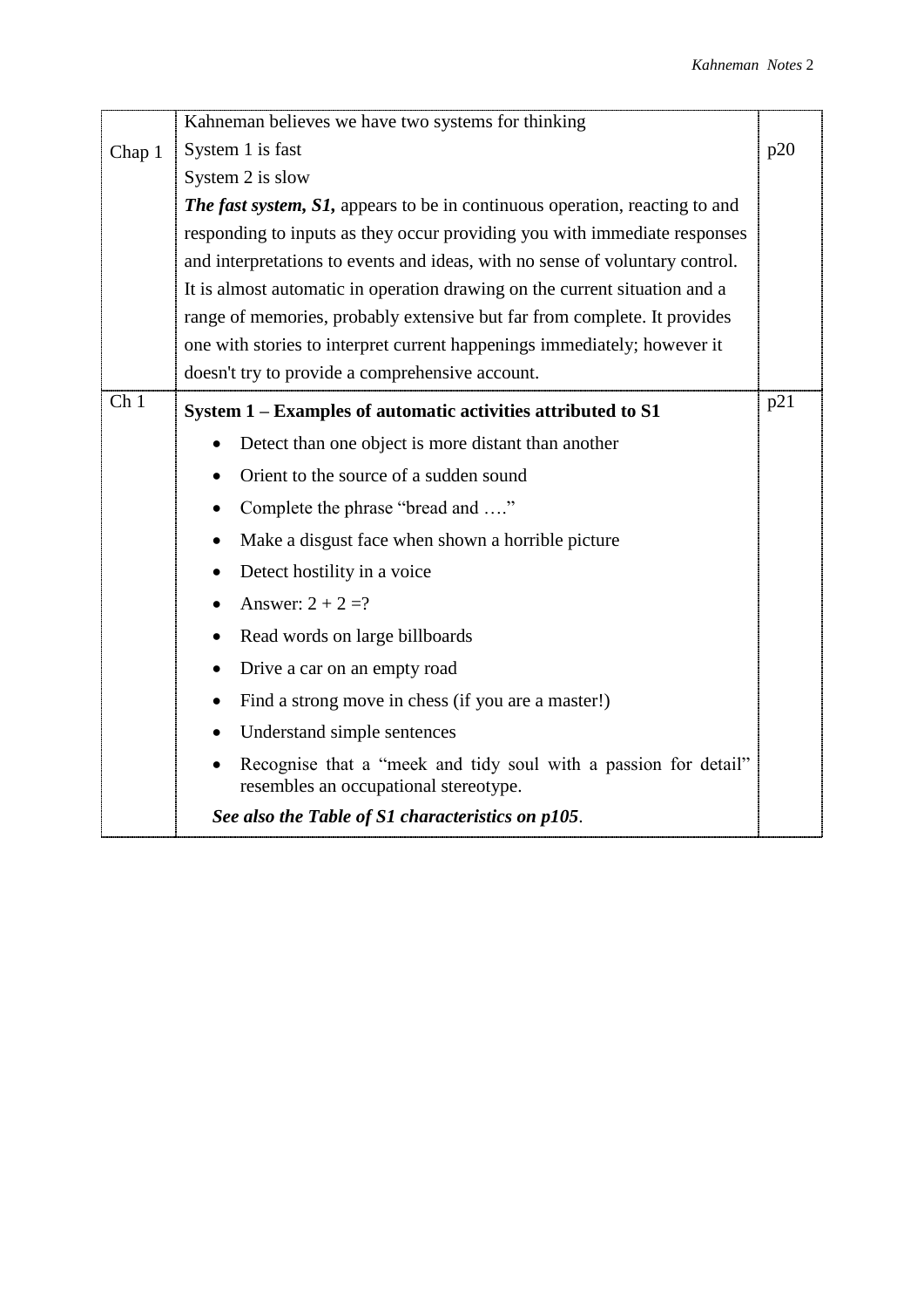| | | |
|---|---|---|
| Chap 1 | Kahneman believes we have two systems for thinking<br>System 1 is fast<br>System 2 is slow<br>***The fast system, S1,*** appears to be in continuous operation, reacting to and responding to inputs as they occur providing you with immediate responses and interpretations to events and ideas, with no sense of voluntary control. It is almost automatic in operation drawing on the current situation and a range of memories, probably extensive but far from complete. It provides one with stories to interpret current happenings immediately; however it doesn't try to provide a comprehensive account. | p20 |
| Ch 1 | **System 1 – Examples of automatic activities attributed to S1**<br>• Detect than one object is more distant than another<br>• Orient to the source of a sudden sound<br>• Complete the phrase "bread and …."<br>• Make a disgust face when shown a horrible picture<br>• Detect hostility in a voice<br>• Answer: 2 + 2 =?<br>• Read words on large billboards<br>• Drive a car on an empty road<br>• Find a strong move in chess (if you are a master!)<br>• Understand simple sentences<br>• Recognise that a "meek and tidy soul with a passion for detail" resembles an occupational stereotype.<br>***See also the Table of S1 characteristics on p105***. | p21 |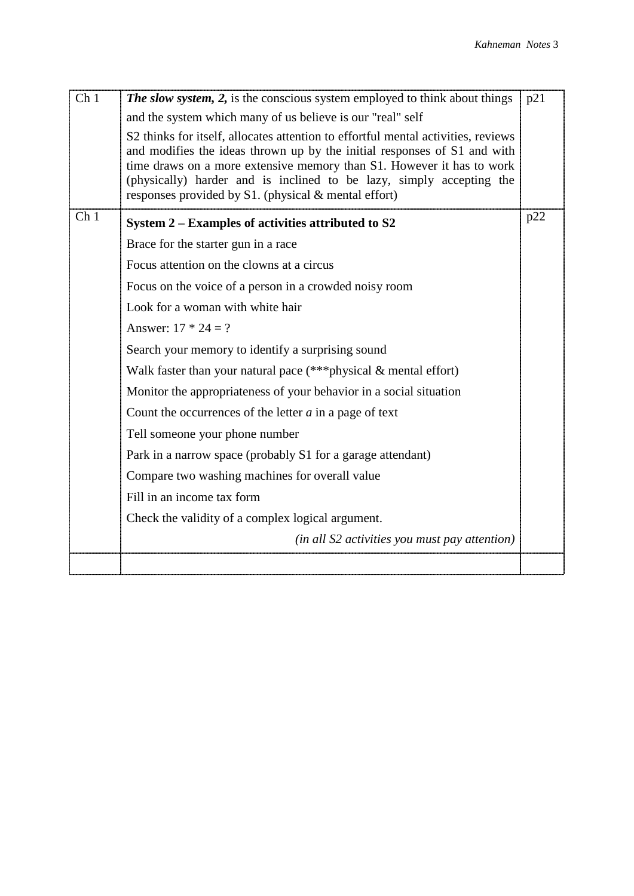| | | |
|---|---|---|
| Ch 1 | ***The slow system, 2,*** is the conscious system employed to think about things and the system which many of us believe is our "real" self<br><br>S2 thinks for itself, allocates attention to effortful mental activities, reviews and modifies the ideas thrown up by the initial responses of S1 and with time draws on a more extensive memory than S1. However it has to work (physically) harder and is inclined to be lazy, simply accepting the responses provided by S1. (physical & mental effort) | p21 |
| Ch 1 | **System 2 – Examples of activities attributed to S2**<br><br>Brace for the starter gun in a race<br><br>Focus attention on the clowns at a circus<br><br>Focus on the voice of a person in a crowded noisy room<br><br>Look for a woman with white hair<br><br>Answer: 17 * 24 = ?<br><br>Search your memory to identify a surprising sound<br><br>Walk faster than your natural pace (***physical & mental effort)<br><br>Monitor the appropriateness of your behavior in a social situation<br><br>Count the occurrences of the letter *a* in a page of text<br><br>Tell someone your phone number<br><br>Park in a narrow space (probably S1 for a garage attendant)<br><br>Compare two washing machines for overall value<br><br>Fill in an income tax form<br><br>Check the validity of a complex logical argument.<br><br>*(in all S2 activities you must pay attention)* | p22 |
| | | |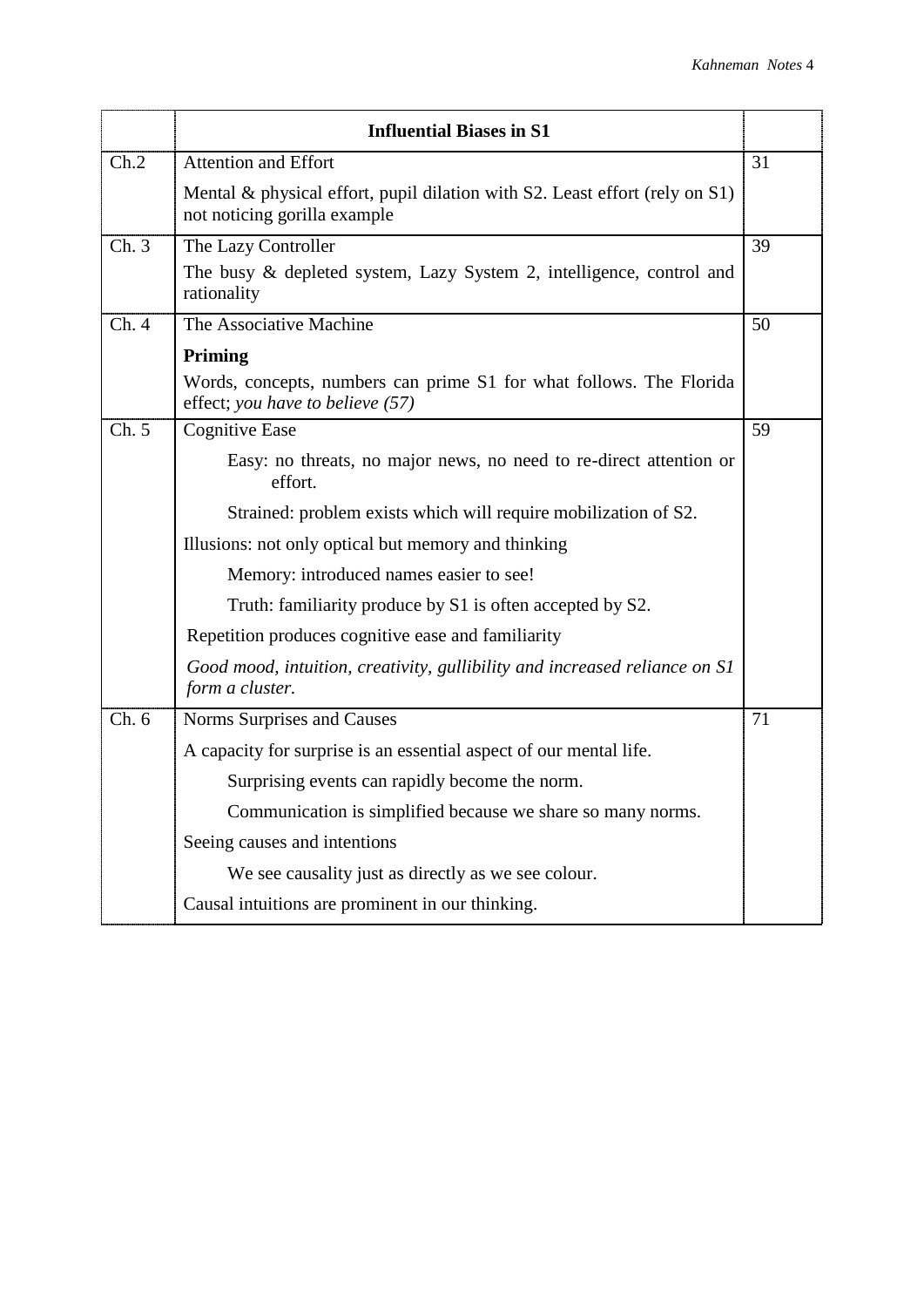| | **Influential Biases in S1** | |
|---|---|---|
| Ch.2 | Attention and Effort<br><br>Mental & physical effort, pupil dilation with S2. Least effort (rely on S1) not noticing gorilla example | 31 |
| Ch. 3 | The Lazy Controller<br><br>The busy & depleted system, Lazy System 2, intelligence, control and rationality | 39 |
| Ch. 4 | The Associative Machine<br><br>**Priming**<br><br>Words, concepts, numbers can prime S1 for what follows. The Florida effect; *you have to believe (57)* | 50 |
| Ch. 5 | Cognitive Ease<br><br>Easy: no threats, no major news, no need to re-direct attention or effort.<br><br>Strained: problem exists which will require mobilization of S2.<br><br>Illusions: not only optical but memory and thinking<br><br>Memory: introduced names easier to see!<br><br>Truth: familiarity produce by S1 is often accepted by S2.<br><br>Repetition produces cognitive ease and familiarity<br><br>*Good mood, intuition, creativity, gullibility and increased reliance on S1 form a cluster.* | 59 |
| Ch. 6 | Norms Surprises and Causes<br><br>A capacity for surprise is an essential aspect of our mental life.<br><br>Surprising events can rapidly become the norm.<br><br>Communication is simplified because we share so many norms.<br><br>Seeing causes and intentions<br><br>We see causality just as directly as we see colour.<br><br>Causal intuitions are prominent in our thinking. | 71 |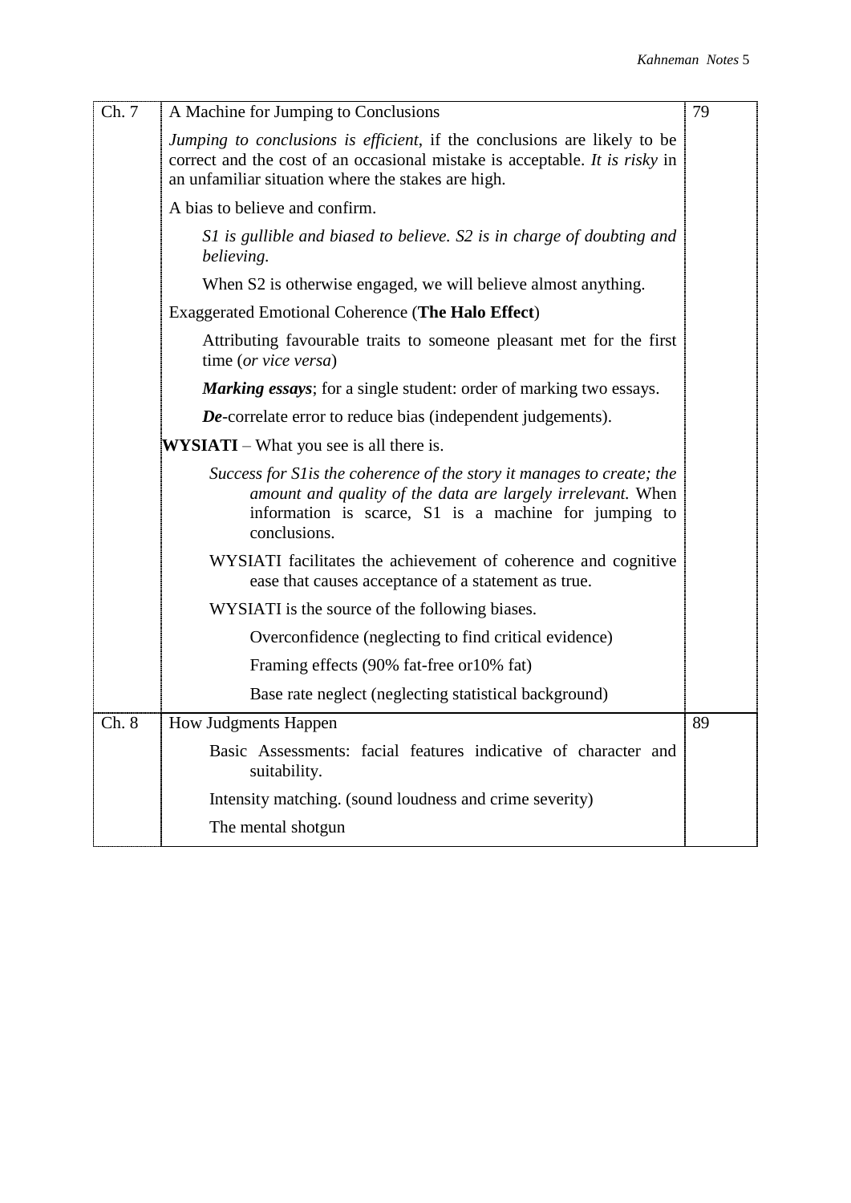| | | |
|---|---|---|
| Ch. 7 | A Machine for Jumping to Conclusions | 79 |
| | *Jumping to conclusions is efficient*, if the conclusions are likely to be correct and the cost of an occasional mistake is acceptable. *It is risky* in an unfamiliar situation where the stakes are high. | |
| | A bias to believe and confirm. | |
| | *S1 is gullible and biased to believe. S2 is in charge of doubting and believing.* | |
| | When S2 is otherwise engaged, we will believe almost anything. | |
| | Exaggerated Emotional Coherence (**The Halo Effect**) | |
| | Attributing favourable traits to someone pleasant met for the first time (*or vice versa*) | |
| | ***Marking essays***; for a single student: order of marking two essays. | |
| | ***De***-correlate error to reduce bias (independent judgements). | |
| | **WYSIATI** – What you see is all there is. | |
| | *Success for S1is the coherence of the story it manages to create; the amount and quality of the data are largely irrelevant.* When information is scarce, S1 is a machine for jumping to conclusions. | |
| | WYSIATI facilitates the achievement of coherence and cognitive ease that causes acceptance of a statement as true. | |
| | WYSIATI is the source of the following biases. | |
| | Overconfidence (neglecting to find critical evidence) | |
| | Framing effects (90% fat-free or10% fat) | |
| | Base rate neglect (neglecting statistical background) | |
| Ch. 8 | How Judgments Happen | 89 |
| | Basic Assessments: facial features indicative of character and suitability. | |
| | Intensity matching. (sound loudness and crime severity) | |
| | The mental shotgun | |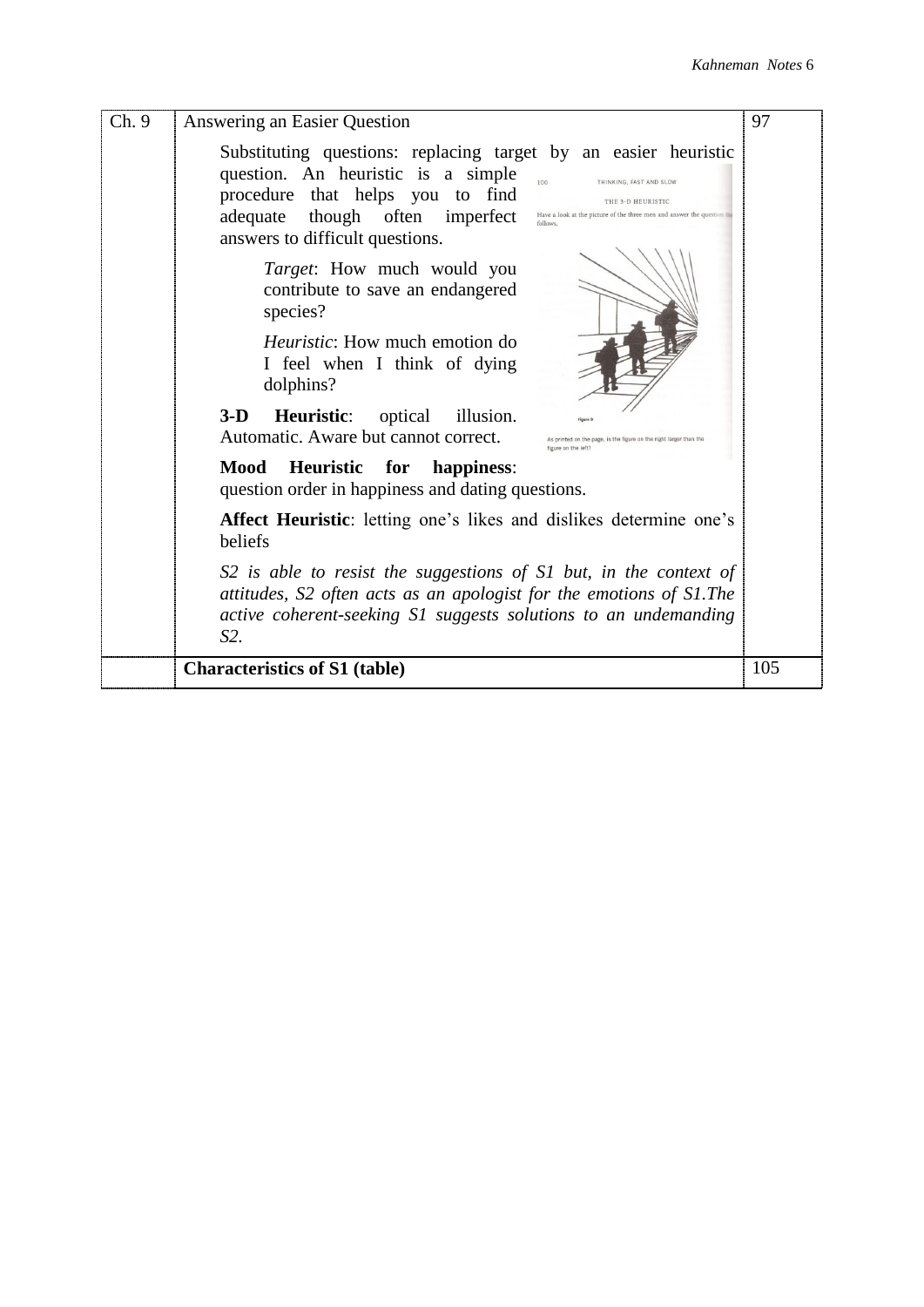| Ch. 9 | Answering an Easier Question | 97 |
|---|---|---|
| | Substituting questions: replacing target by an easier heuristic question. An heuristic is a simple procedure that helps you to find adequate though often imperfect answers to difficult questions.<br><br>*Target*: How much would you contribute to save an endangered species?<br><br>*Heuristic*: How much emotion do I feel when I think of dying dolphins?<br><br>**3-D Heuristic**: optical illusion. Automatic. Aware but cannot correct.<br><br>**Mood Heuristic for happiness**: question order in happiness and dating questions.<br><br>**Affect Heuristic**: letting one's likes and dislikes determine one's beliefs<br><br>*S2 is able to resist the suggestions of S1 but, in the context of attitudes, S2 often acts as an apologist for the emotions of S1.The active coherent-seeking S1 suggests solutions to an undemanding S2.* | |
| | **Characteristics of S1 (table)** | 105 |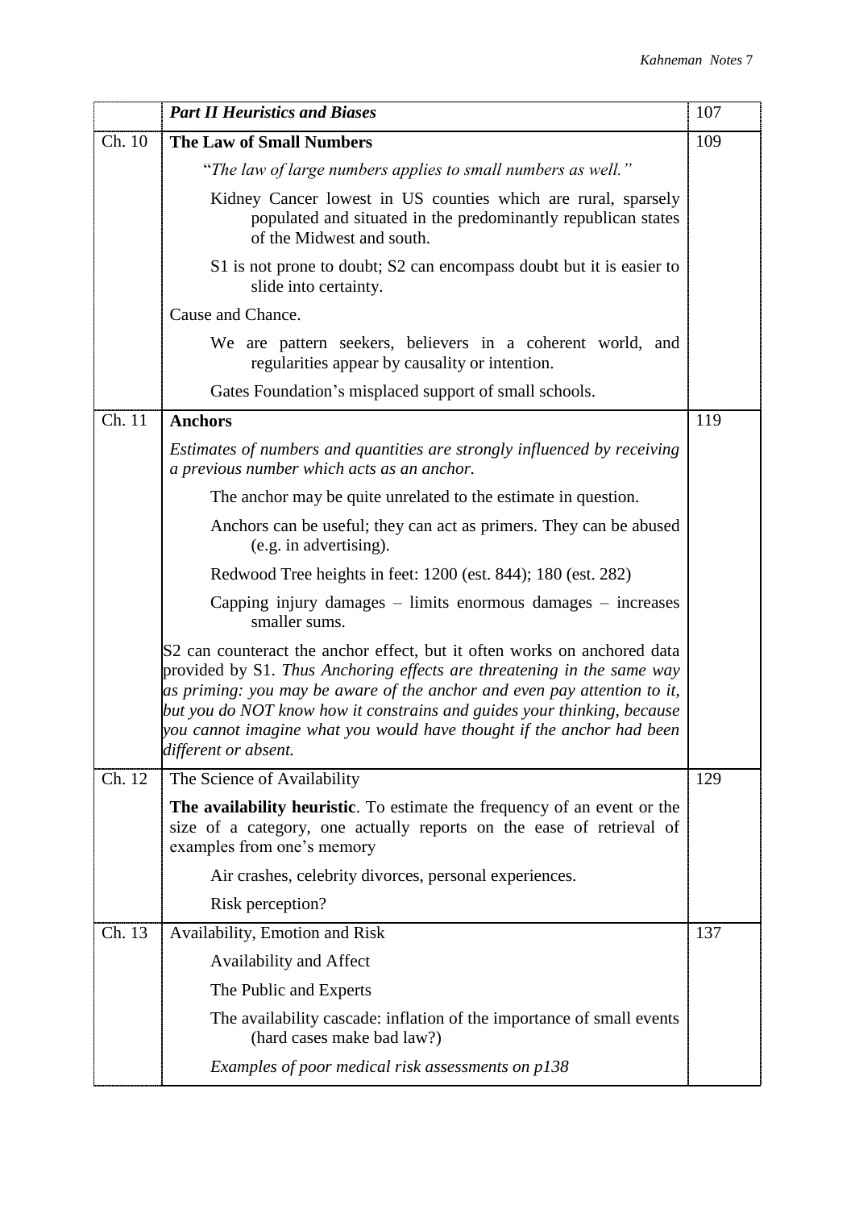| | ***Part II Heuristics and Biases*** | 107 |
|---|---|---|
| Ch. 10 | **The Law of Small Numbers** | 109 |
| | "*The law of large numbers applies to small numbers as well.*" | |
| | Kidney Cancer lowest in US counties which are rural, sparsely populated and situated in the predominantly republican states of the Midwest and south. | |
| | S1 is not prone to doubt; S2 can encompass doubt but it is easier to slide into certainty. | |
| | Cause and Chance. | |
| | We are pattern seekers, believers in a coherent world, and regularities appear by causality or intention. | |
| | Gates Foundation's misplaced support of small schools. | |
| Ch. 11 | **Anchors** | 119 |
| | *Estimates of numbers and quantities are strongly influenced by receiving a previous number which acts as an anchor.* | |
| | The anchor may be quite unrelated to the estimate in question. | |
| | Anchors can be useful; they can act as primers. They can be abused (e.g. in advertising). | |
| | Redwood Tree heights in feet: 1200 (est. 844); 180 (est. 282) | |
| | Capping injury damages – limits enormous damages – increases smaller sums. | |
| | S2 can counteract the anchor effect, but it often works on anchored data provided by S1. *Thus Anchoring effects are threatening in the same way as priming: you may be aware of the anchor and even pay attention to it, but you do NOT know how it constrains and guides your thinking, because you cannot imagine what you would have thought if the anchor had been different or absent.* | |
| Ch. 12 | The Science of Availability | 129 |
| | **The availability heuristic**. To estimate the frequency of an event or the size of a category, one actually reports on the ease of retrieval of examples from one's memory | |
| | Air crashes, celebrity divorces, personal experiences. | |
| | Risk perception? | |
| Ch. 13 | Availability, Emotion and Risk | 137 |
| | Availability and Affect | |
| | The Public and Experts | |
| | The availability cascade: inflation of the importance of small events (hard cases make bad law?) | |
| | *Examples of poor medical risk assessments on p138* | |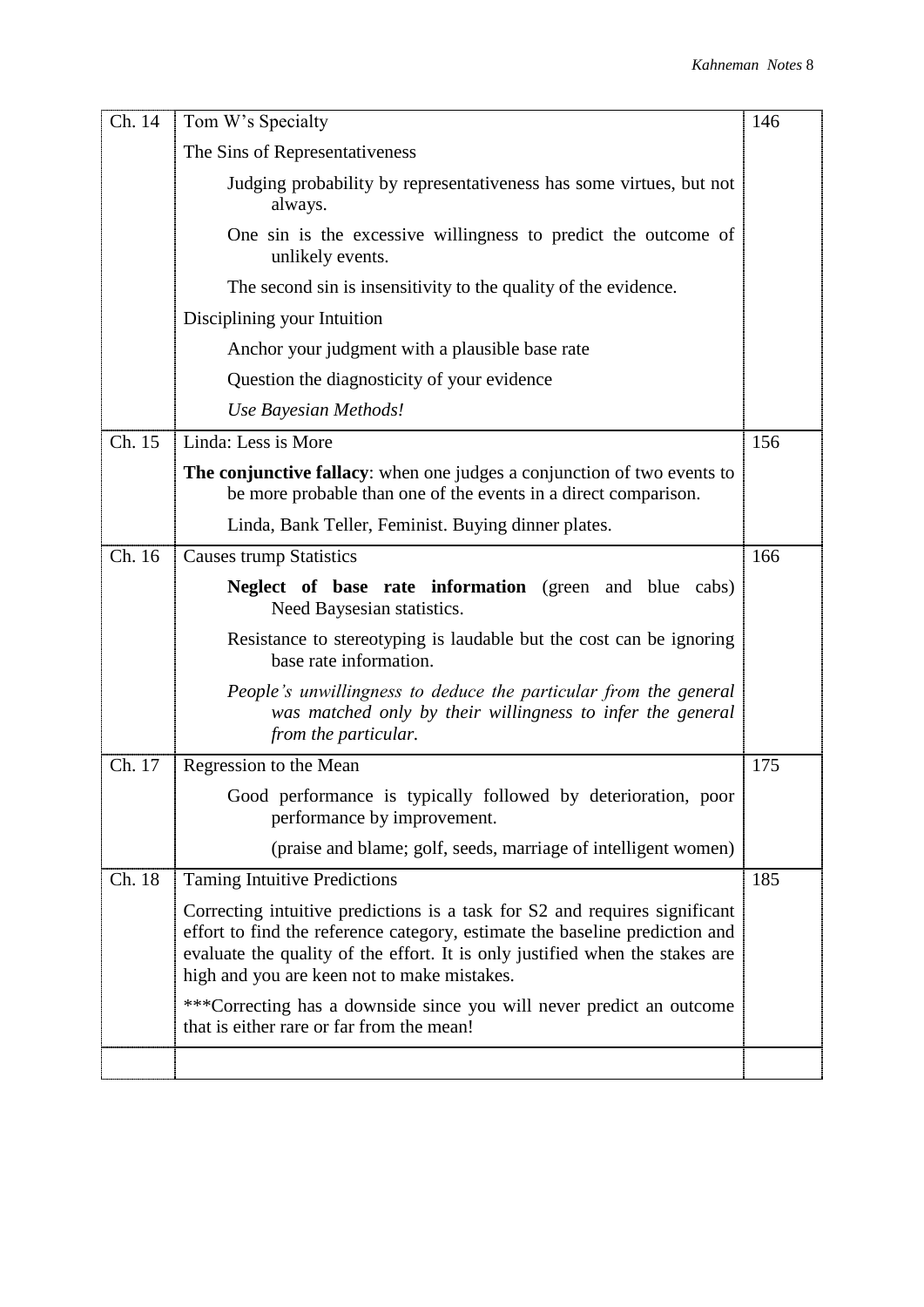| | | |
|---|---|---|
| Ch. 14 | Tom W's Specialty | 146 |
| | The Sins of Representativeness | |
| | Judging probability by representativeness has some virtues, but not always. | |
| | One sin is the excessive willingness to predict the outcome of unlikely events. | |
| | The second sin is insensitivity to the quality of the evidence. | |
| | Disciplining your Intuition | |
| | Anchor your judgment with a plausible base rate | |
| | Question the diagnosticity of your evidence | |
| | *Use Bayesian Methods!* | |
| Ch. 15 | Linda: Less is More | 156 |
| | **The conjunctive fallacy**: when one judges a conjunction of two events to be more probable than one of the events in a direct comparison. | |
| | Linda, Bank Teller, Feminist. Buying dinner plates. | |
| Ch. 16 | Causes trump Statistics | 166 |
| | **Neglect of base rate information** (green and blue cabs) Need Baysesian statistics. | |
| | Resistance to stereotyping is laudable but the cost can be ignoring base rate information. | |
| | *People's unwillingness to deduce the particular from the general was matched only by their willingness to infer the general from the particular.* | |
| Ch. 17 | Regression to the Mean | 175 |
| | Good performance is typically followed by deterioration, poor performance by improvement. | |
| | (praise and blame; golf, seeds, marriage of intelligent women) | |
| Ch. 18 | Taming Intuitive Predictions | 185 |
| | Correcting intuitive predictions is a task for S2 and requires significant effort to find the reference category, estimate the baseline prediction and evaluate the quality of the effort. It is only justified when the stakes are high and you are keen not to make mistakes. | |
| | ***Correcting has a downside since you will never predict an outcome that is either rare or far from the mean! | |
| | | |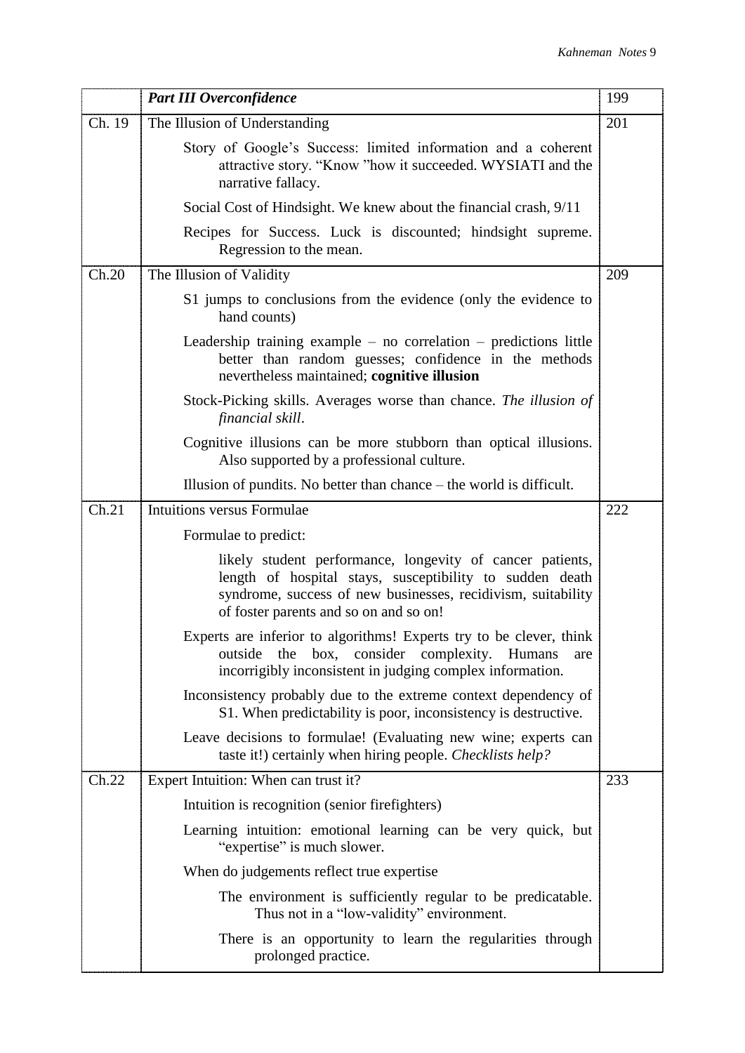| | *Part III Overconfidence* | 199 |
|---|---|---|
| Ch. 19 | The Illusion of Understanding | 201 |
| | Story of Google's Success: limited information and a coherent attractive story. "Know "how it succeeded. WYSIATI and the narrative fallacy. | |
| | Social Cost of Hindsight. We knew about the financial crash, 9/11 | |
| | Recipes for Success. Luck is discounted; hindsight supreme. Regression to the mean. | |
| Ch.20 | The Illusion of Validity | 209 |
| | S1 jumps to conclusions from the evidence (only the evidence to hand counts) | |
| | Leadership training example – no correlation – predictions little better than random guesses; confidence in the methods nevertheless maintained; **cognitive illusion** | |
| | Stock-Picking skills. Averages worse than chance. *The illusion of financial skill*. | |
| | Cognitive illusions can be more stubborn than optical illusions. Also supported by a professional culture. | |
| | Illusion of pundits. No better than chance – the world is difficult. | |
| Ch.21 | Intuitions versus Formulae | 222 |
| | Formulae to predict: | |
| | likely student performance, longevity of cancer patients, length of hospital stays, susceptibility to sudden death syndrome, success of new businesses, recidivism, suitability of foster parents and so on and so on! | |
| | Experts are inferior to algorithms! Experts try to be clever, think outside the box, consider complexity. Humans are incorrigibly inconsistent in judging complex information. | |
| | Inconsistency probably due to the extreme context dependency of S1. When predictability is poor, inconsistency is destructive. | |
| | Leave decisions to formulae! (Evaluating new wine; experts can taste it!) certainly when hiring people. *Checklists help?* | |
| Ch.22 | Expert Intuition: When can trust it? | 233 |
| | Intuition is recognition (senior firefighters) | |
| | Learning intuition: emotional learning can be very quick, but "expertise" is much slower. | |
| | When do judgements reflect true expertise | |
| | The environment is sufficiently regular to be predicatable. Thus not in a "low-validity" environment. | |
| | There is an opportunity to learn the regularities through prolonged practice. | |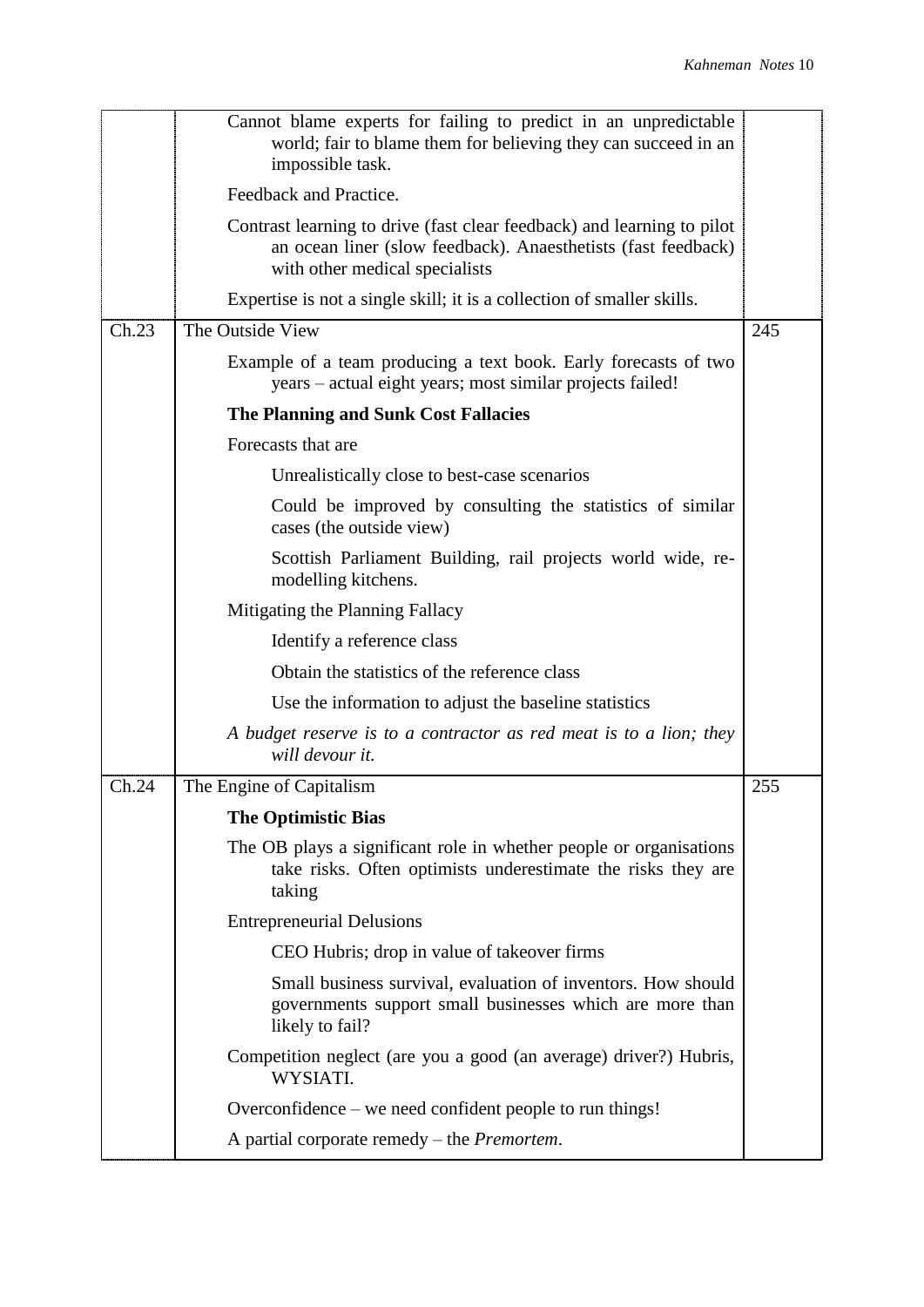| | | |
|---|---|---|
| | Cannot blame experts for failing to predict in an unpredictable world; fair to blame them for believing they can succeed in an impossible task. | |
| | Feedback and Practice. | |
| | Contrast learning to drive (fast clear feedback) and learning to pilot an ocean liner (slow feedback). Anaesthetists (fast feedback) with other medical specialists | |
| | Expertise is not a single skill; it is a collection of smaller skills. | |
| Ch.23 | The Outside View | 245 |
| | Example of a team producing a text book. Early forecasts of two years – actual eight years; most similar projects failed! | |
| | **The Planning and Sunk Cost Fallacies** | |
| | Forecasts that are | |
| | Unrealistically close to best-case scenarios | |
| | Could be improved by consulting the statistics of similar cases (the outside view) | |
| | Scottish Parliament Building, rail projects world wide, re-modelling kitchens. | |
| | Mitigating the Planning Fallacy | |
| | Identify a reference class | |
| | Obtain the statistics of the reference class | |
| | Use the information to adjust the baseline statistics | |
| | *A budget reserve is to a contractor as red meat is to a lion; they will devour it.* | |
| Ch.24 | The Engine of Capitalism | 255 |
| | **The Optimistic Bias** | |
| | The OB plays a significant role in whether people or organisations take risks. Often optimists underestimate the risks they are taking | |
| | Entrepreneurial Delusions | |
| | CEO Hubris; drop in value of takeover firms | |
| | Small business survival, evaluation of inventors. How should governments support small businesses which are more than likely to fail? | |
| | Competition neglect (are you a good (an average) driver?) Hubris, WYSIATI. | |
| | Overconfidence – we need confident people to run things! | |
| | A partial corporate remedy – the *Premortem*. | |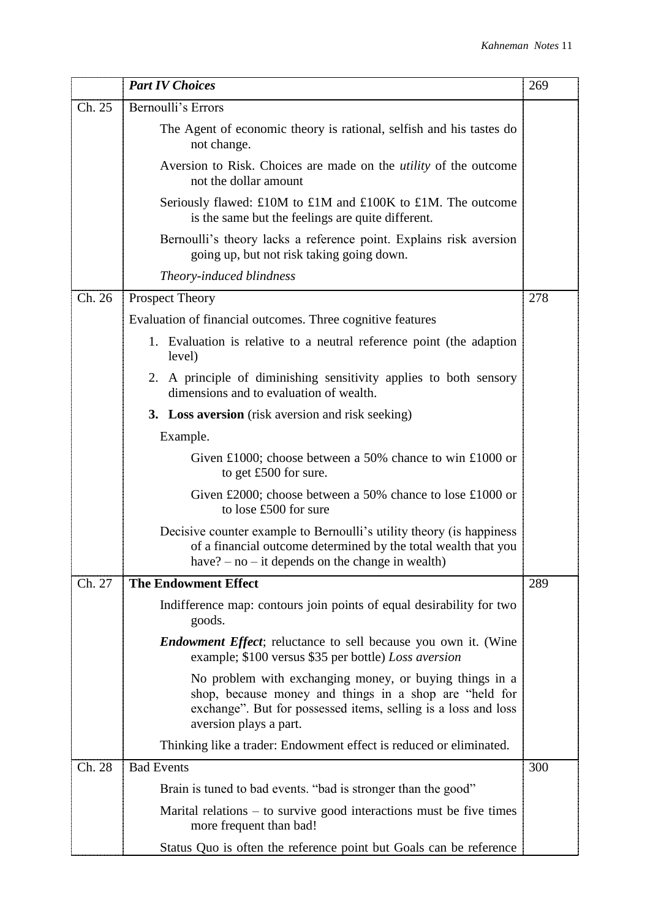| | ***Part IV Choices*** | 269 |
|---|---|---|
| Ch. 25 | Bernoulli's Errors | |
| | The Agent of economic theory is rational, selfish and his tastes do not change. | |
| | Aversion to Risk. Choices are made on the *utility* of the outcome not the dollar amount | |
| | Seriously flawed: £10M to £1M and £100K to £1M. The outcome is the same but the feelings are quite different. | |
| | Bernoulli's theory lacks a reference point. Explains risk aversion going up, but not risk taking going down. | |
| | *Theory-induced blindness* | |
| Ch. 26 | Prospect Theory | 278 |
| | Evaluation of financial outcomes. Three cognitive features | |
| | 1. Evaluation is relative to a neutral reference point (the adaption level) | |
| | 2. A principle of diminishing sensitivity applies to both sensory dimensions and to evaluation of wealth. | |
| | **3. Loss aversion** (risk aversion and risk seeking) | |
| | Example. | |
| | Given £1000; choose between a 50% chance to win £1000 or to get £500 for sure. | |
| | Given £2000; choose between a 50% chance to lose £1000 or to lose £500 for sure | |
| | Decisive counter example to Bernoulli's utility theory (is happiness of a financial outcome determined by the total wealth that you have? – no – it depends on the change in wealth) | |
| Ch. 27 | **The Endowment Effect** | 289 |
| | Indifference map: contours join points of equal desirability for two goods. | |
| | ***Endowment Effect***; reluctance to sell because you own it. (Wine example; \$100 versus \$35 per bottle) *Loss aversion* | |
| | No problem with exchanging money, or buying things in a shop, because money and things in a shop are "held for exchange". But for possessed items, selling is a loss and loss aversion plays a part. | |
| | Thinking like a trader: Endowment effect is reduced or eliminated. | |
| Ch. 28 | Bad Events | 300 |
| | Brain is tuned to bad events. "bad is stronger than the good" | |
| | Marital relations – to survive good interactions must be five times more frequent than bad! | |
| | Status Quo is often the reference point but Goals can be reference | |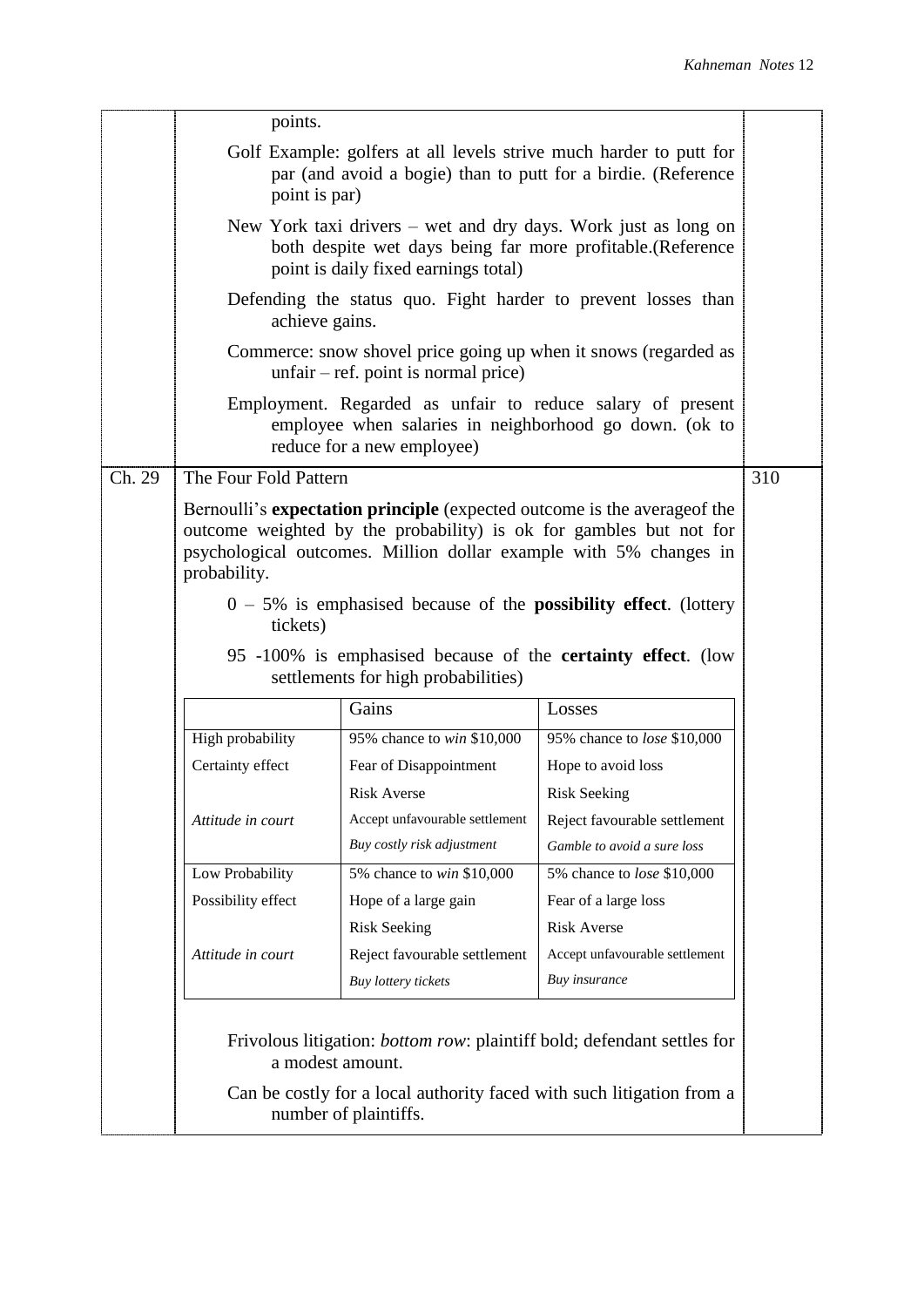points.

Golf Example: golfers at all levels strive much harder to putt for par (and avoid a bogie) than to putt for a birdie. (Reference point is par)

New York taxi drivers – wet and dry days. Work just as long on both despite wet days being far more profitable.(Reference point is daily fixed earnings total)

Defending the status quo. Fight harder to prevent losses than achieve gains.

Commerce: snow shovel price going up when it snows (regarded as unfair – ref. point is normal price)

Employment. Regarded as unfair to reduce salary of present employee when salaries in neighborhood go down. (ok to reduce for a new employee)

## Ch. 29 The Four Fold Pattern (310)

Bernoulli's **expectation principle** (expected outcome is the averageof the outcome weighted by the probability) is ok for gambles but not for psychological outcomes. Million dollar example with 5% changes in probability.

0 – 5% is emphasised because of the **possibility effect**. (lottery tickets)

95 -100% is emphasised because of the **certainty effect**. (low settlements for high probabilities)

| | Gains | Losses |
|---|---|---|
| High probability | 95% chance to *win* $10,000 | 95% chance to *lose* $10,000 |
| Certainty effect | Fear of Disappointment | Hope to avoid loss |
| | Risk Averse | Risk Seeking |
| *Attitude in court* | Accept unfavourable settlement | Reject favourable settlement |
| | *Buy costly risk adjustment* | *Gamble to avoid a sure loss* |
| Low Probability | 5% chance to *win* $10,000 | 5% chance to *lose* $10,000 |
| Possibility effect | Hope of a large gain | Fear of a large loss |
| | Risk Seeking | Risk Averse |
| *Attitude in court* | Reject favourable settlement | Accept unfavourable settlement |
| | *Buy lottery tickets* | *Buy insurance* |

Frivolous litigation: *bottom row*: plaintiff bold; defendant settles for a modest amount.

Can be costly for a local authority faced with such litigation from a number of plaintiffs.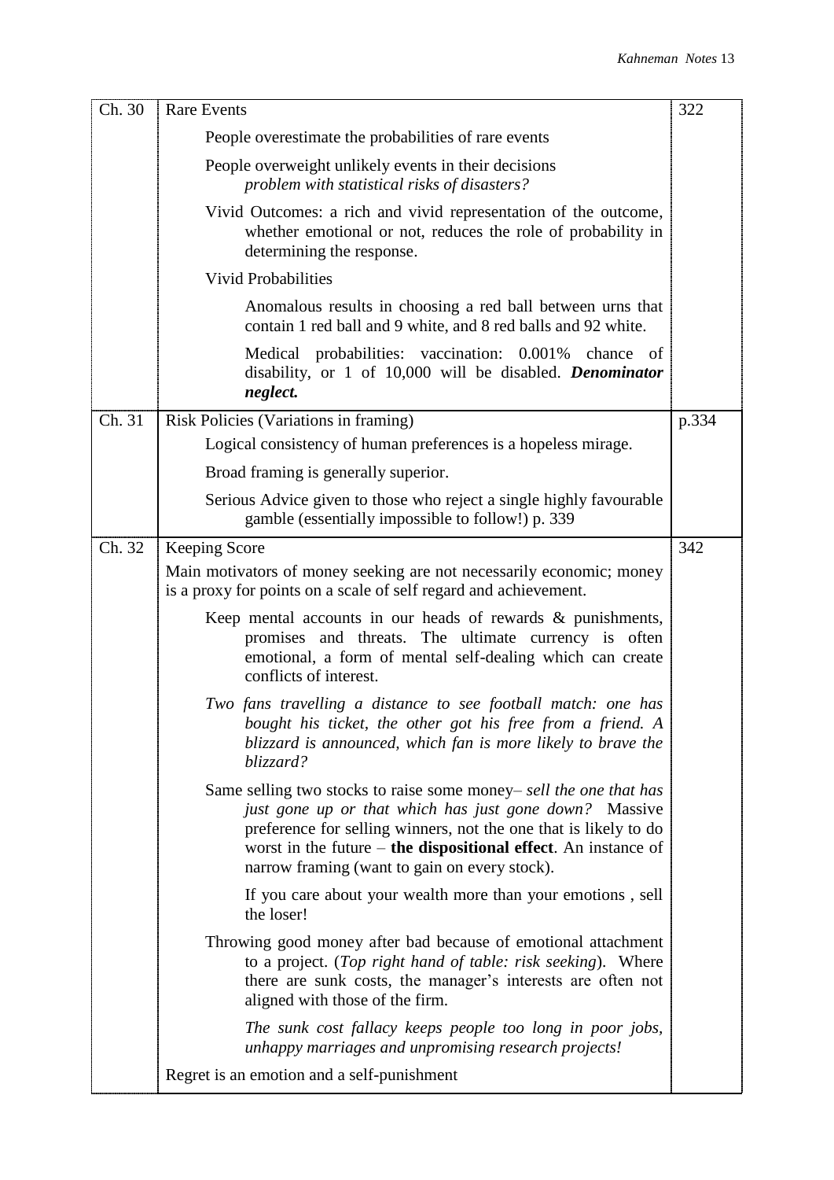| Ch. | Content | Page |
|---|---|---|
| Ch. 30 | Rare Events | 322 |
| | People overestimate the probabilities of rare events | |
| | People overweight unlikely events in their decisions *problem with statistical risks of disasters?* | |
| | Vivid Outcomes: a rich and vivid representation of the outcome, whether emotional or not, reduces the role of probability in determining the response. | |
| | Vivid Probabilities | |
| | Anomalous results in choosing a red ball between urns that contain 1 red ball and 9 white, and 8 red balls and 92 white. | |
| | Medical probabilities: vaccination: 0.001% chance of disability, or 1 of 10,000 will be disabled. ***Denominator neglect.*** | |
| Ch. 31 | Risk Policies (Variations in framing) | p.334 |
| | Logical consistency of human preferences is a hopeless mirage. | |
| | Broad framing is generally superior. | |
| | Serious Advice given to those who reject a single highly favourable gamble (essentially impossible to follow!) p. 339 | |
| Ch. 32 | Keeping Score | 342 |
| | Main motivators of money seeking are not necessarily economic; money is a proxy for points on a scale of self regard and achievement. | |
| | Keep mental accounts in our heads of rewards & punishments, promises and threats. The ultimate currency is often emotional, a form of mental self-dealing which can create conflicts of interest. | |
| | *Two fans travelling a distance to see football match: one has bought his ticket, the other got his free from a friend. A blizzard is announced, which fan is more likely to brave the blizzard?* | |
| | Same selling two stocks to raise some money– *sell the one that has just gone up or that which has just gone down?* Massive preference for selling winners, not the one that is likely to do worst in the future – **the dispositional effect**. An instance of narrow framing (want to gain on every stock). | |
| | If you care about your wealth more than your emotions , sell the loser! | |
| | Throwing good money after bad because of emotional attachment to a project. (*Top right hand of table: risk seeking*). Where there are sunk costs, the manager's interests are often not aligned with those of the firm. | |
| | *The sunk cost fallacy keeps people too long in poor jobs, unhappy marriages and unpromising research projects!* | |
| | Regret is an emotion and a self-punishment | |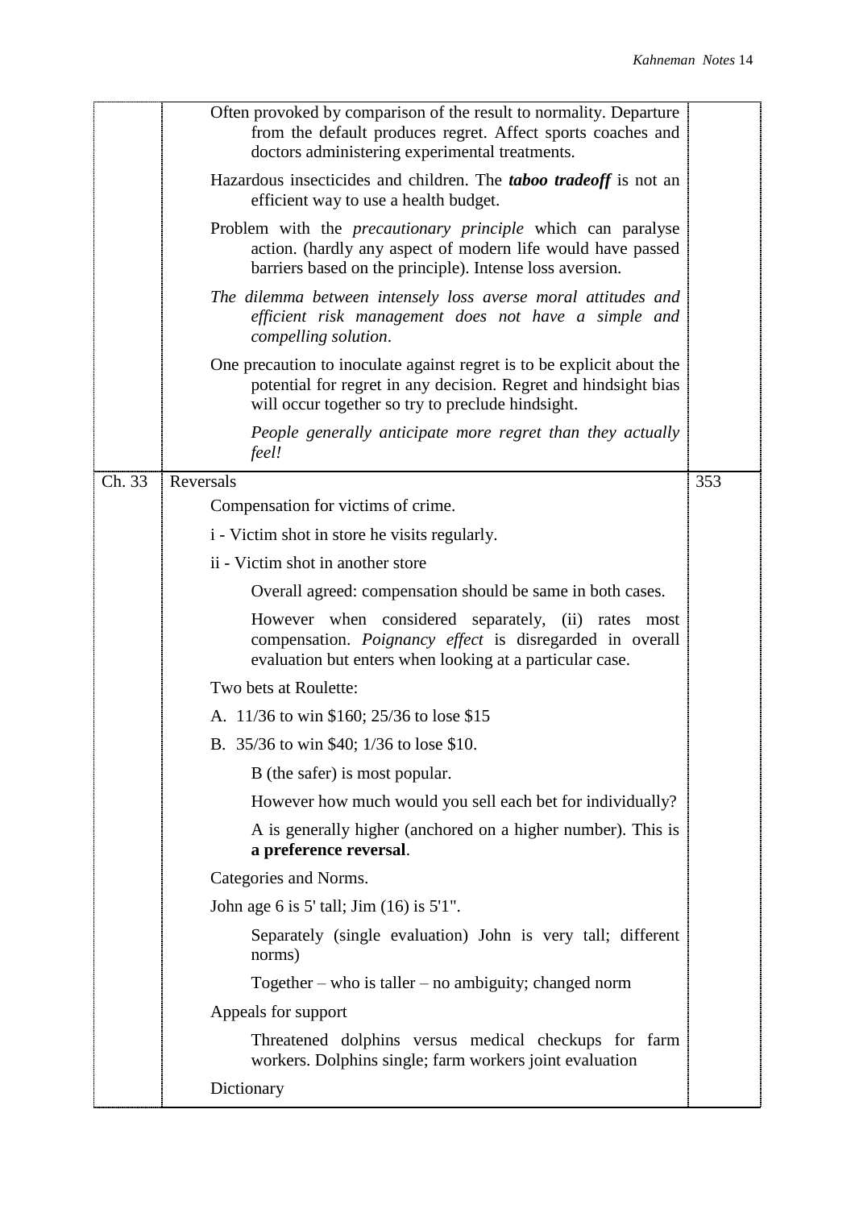| | | |
|---|---|---|
| | Often provoked by comparison of the result to normality. Departure from the default produces regret. Affect sports coaches and doctors administering experimental treatments.<br><br>Hazardous insecticides and children. The ***taboo tradeoff*** is not an efficient way to use a health budget.<br><br>Problem with the *precautionary principle* which can paralyse action. (hardly any aspect of modern life would have passed barriers based on the principle). Intense loss aversion.<br><br>*The dilemma between intensely loss averse moral attitudes and efficient risk management does not have a simple and compelling solution*.<br><br>One precaution to inoculate against regret is to be explicit about the potential for regret in any decision. Regret and hindsight bias will occur together so try to preclude hindsight.<br><br>*People generally anticipate more regret than they actually feel!* | |
| Ch. 33 | Reversals<br><br>Compensation for victims of crime.<br><br>i - Victim shot in store he visits regularly.<br><br>ii - Victim shot in another store<br><br>Overall agreed: compensation should be same in both cases.<br><br>However when considered separately, (ii) rates most compensation. *Poignancy effect* is disregarded in overall evaluation but enters when looking at a particular case.<br><br>Two bets at Roulette:<br><br>A. 11/36 to win \$160; 25/36 to lose \$15<br><br>B. 35/36 to win \$40; 1/36 to lose \$10.<br><br>B (the safer) is most popular.<br><br>However how much would you sell each bet for individually?<br><br>A is generally higher (anchored on a higher number). This is **a preference reversal**.<br><br>Categories and Norms.<br><br>John age 6 is 5' tall; Jim (16) is 5'1".<br><br>Separately (single evaluation) John is very tall; different norms)<br><br>Together – who is taller – no ambiguity; changed norm<br><br>Appeals for support<br><br>Threatened dolphins versus medical checkups for farm workers. Dolphins single; farm workers joint evaluation<br><br>Dictionary | 353 |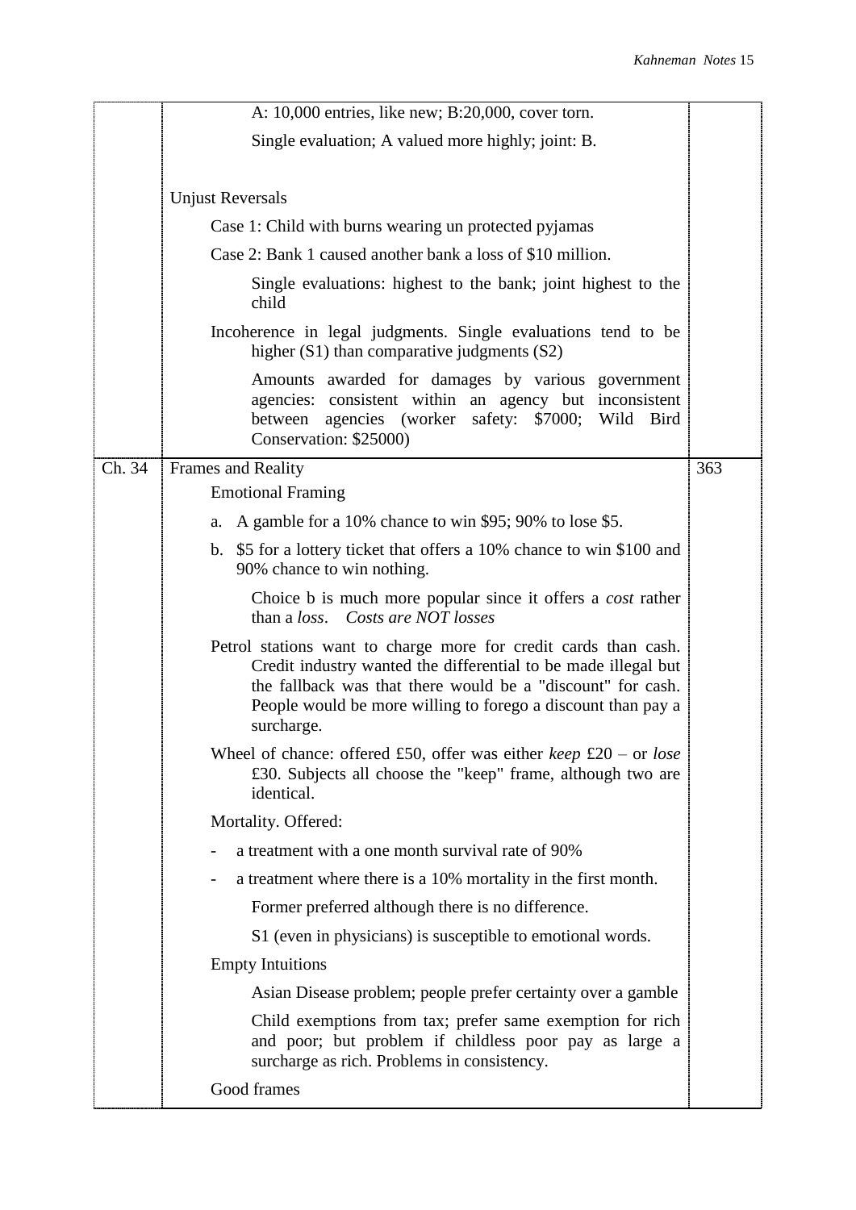| | | |
|---|---|---|
| | A: 10,000 entries, like new; B:20,000, cover torn.<br><br>Single evaluation; A valued more highly; joint: B.<br><br>Unjust Reversals<br><br>Case 1: Child with burns wearing un protected pyjamas<br><br>Case 2: Bank 1 caused another bank a loss of $10 million.<br><br>Single evaluations: highest to the bank; joint highest to the child<br><br>Incoherence in legal judgments. Single evaluations tend to be higher (S1) than comparative judgments (S2)<br><br>Amounts awarded for damages by various government agencies: consistent within an agency but inconsistent between agencies (worker safety: $7000; Wild Bird Conservation: $25000) | |
| Ch. 34 | Frames and Reality<br><br>Emotional Framing<br><br>a. A gamble for a 10% chance to win $95; 90% to lose $5.<br><br>b. $5 for a lottery ticket that offers a 10% chance to win $100 and 90% chance to win nothing.<br><br>Choice b is much more popular since it offers a *cost* rather than a *loss*. *Costs are NOT losses*<br><br>Petrol stations want to charge more for credit cards than cash. Credit industry wanted the differential to be made illegal but the fallback was that there would be a "discount" for cash. People would be more willing to forego a discount than pay a surcharge.<br><br>Wheel of chance: offered £50, offer was either *keep* £20 – or *lose* £30. Subjects all choose the "keep" frame, although two are identical.<br><br>Mortality. Offered:<br><br>- a treatment with a one month survival rate of 90%<br>- a treatment where there is a 10% mortality in the first month.<br><br>Former preferred although there is no difference.<br><br>S1 (even in physicians) is susceptible to emotional words.<br><br>Empty Intuitions<br><br>Asian Disease problem; people prefer certainty over a gamble<br><br>Child exemptions from tax; prefer same exemption for rich and poor; but problem if childless poor pay as large a surcharge as rich. Problems in consistency.<br><br>Good frames | 363 |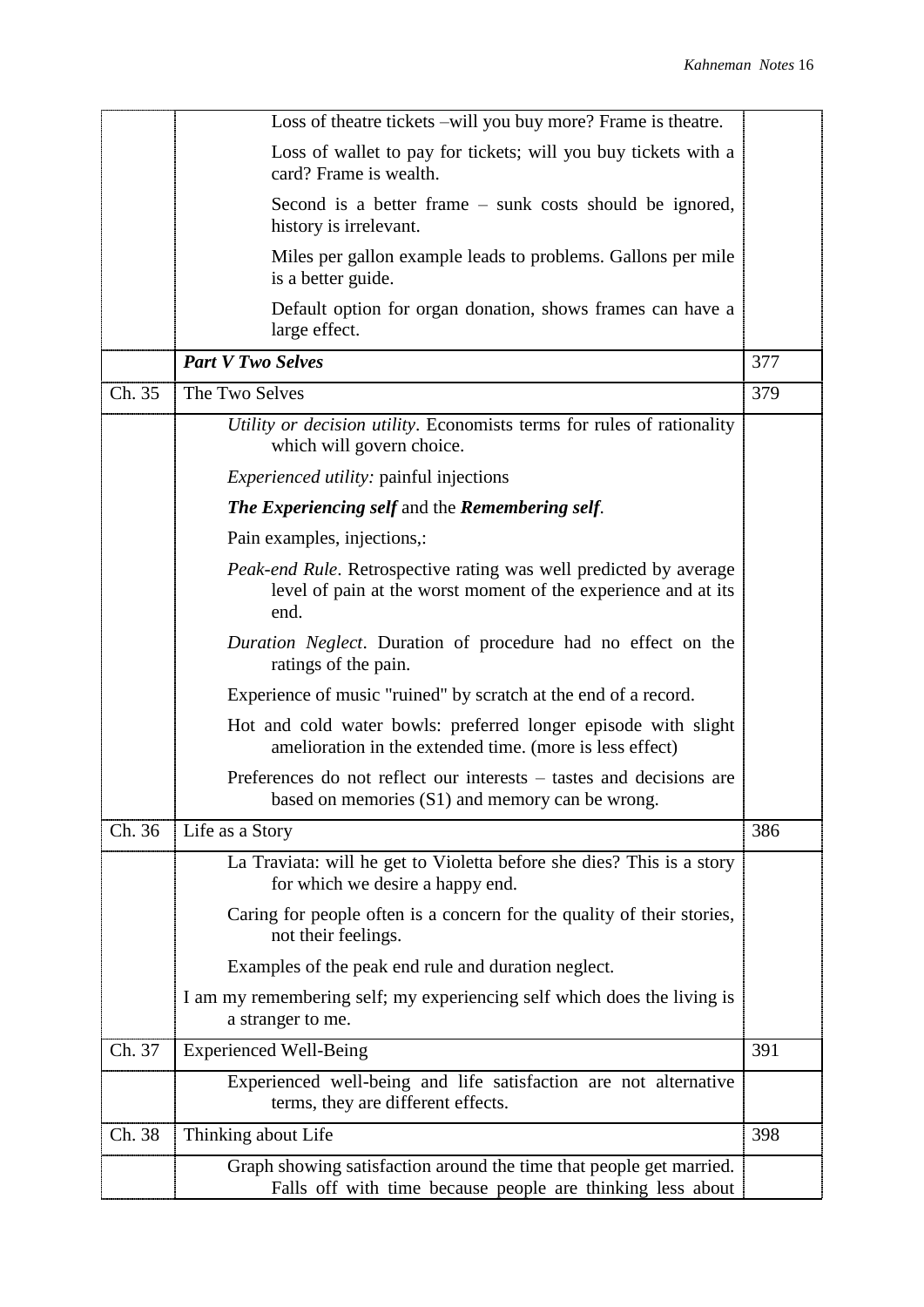| | | |
|---|---|---|
| | Loss of theatre tickets –will you buy more? Frame is theatre. | |
| | Loss of wallet to pay for tickets; will you buy tickets with a card? Frame is wealth. | |
| | Second is a better frame – sunk costs should be ignored, history is irrelevant. | |
| | Miles per gallon example leads to problems. Gallons per mile is a better guide. | |
| | Default option for organ donation, shows frames can have a large effect. | |
| | ***Part V Two Selves*** | 377 |
| Ch. 35 | The Two Selves | 379 |
| | *Utility or decision utility*. Economists terms for rules of rationality which will govern choice. | |
| | *Experienced utility:* painful injections | |
| | ***The Experiencing self*** and the ***Remembering self***. | |
| | Pain examples, injections,: | |
| | *Peak-end Rule*. Retrospective rating was well predicted by average level of pain at the worst moment of the experience and at its end. | |
| | *Duration Neglect*. Duration of procedure had no effect on the ratings of the pain. | |
| | Experience of music "ruined" by scratch at the end of a record. | |
| | Hot and cold water bowls: preferred longer episode with slight amelioration in the extended time. (more is less effect) | |
| | Preferences do not reflect our interests – tastes and decisions are based on memories (S1) and memory can be wrong. | |
| Ch. 36 | Life as a Story | 386 |
| | La Traviata: will he get to Violetta before she dies? This is a story for which we desire a happy end. | |
| | Caring for people often is a concern for the quality of their stories, not their feelings. | |
| | Examples of the peak end rule and duration neglect. | |
| | I am my remembering self; my experiencing self which does the living is a stranger to me. | |
| Ch. 37 | Experienced Well-Being | 391 |
| | Experienced well-being and life satisfaction are not alternative terms, they are different effects. | |
| Ch. 38 | Thinking about Life | 398 |
| | Graph showing satisfaction around the time that people get married. Falls off with time because people are thinking less about | |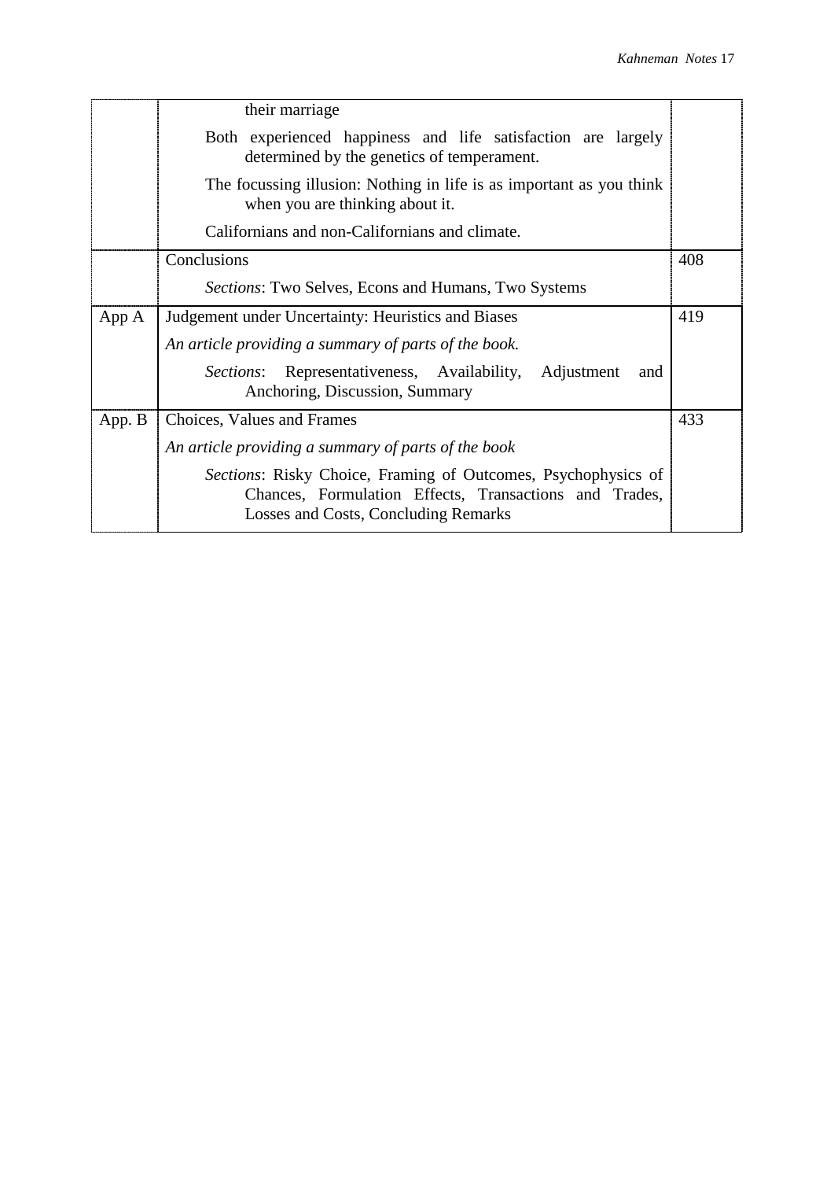| | | |
|---|---|---|
| | their marriage<br>Both experienced happiness and life satisfaction are largely determined by the genetics of temperament.<br>The focussing illusion: Nothing in life is as important as you think when you are thinking about it.<br>Californians and non-Californians and climate. | |
| | Conclusions<br>*Sections*: Two Selves, Econs and Humans, Two Systems | 408 |
| App A | Judgement under Uncertainty: Heuristics and Biases<br>*An article providing a summary of parts of the book.*<br>*Sections*: Representativeness, Availability, Adjustment and Anchoring, Discussion, Summary | 419 |
| App. B | Choices, Values and Frames<br>*An article providing a summary of parts of the book*<br>*Sections*: Risky Choice, Framing of Outcomes, Psychophysics of Chances, Formulation Effects, Transactions and Trades, Losses and Costs, Concluding Remarks | 433 |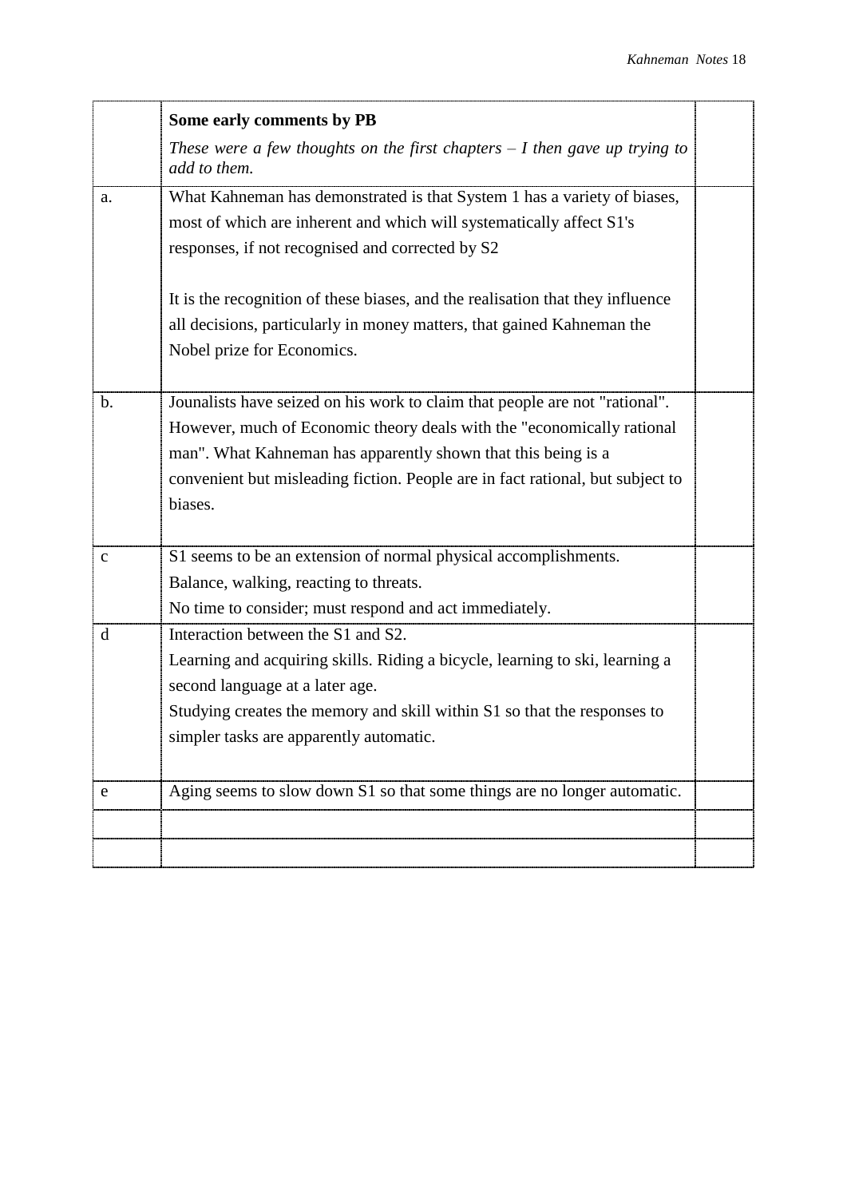| | **Some early comments by PB**<br>*These were a few thoughts on the first chapters – I then gave up trying to add to them.* | |
|---|---|---|
| a. | What Kahneman has demonstrated is that System 1 has a variety of biases, most of which are inherent and which will systematically affect S1's responses, if not recognised and corrected by S2<br><br>It is the recognition of these biases, and the realisation that they influence all decisions, particularly in money matters, that gained Kahneman the Nobel prize for Economics. | |
| b. | Jounalists have seized on his work to claim that people are not "rational". However, much of Economic theory deals with the "economically rational man". What Kahneman has apparently shown that this being is a convenient but misleading fiction. People are in fact rational, but subject to biases. | |
| c | S1 seems to be an extension of normal physical accomplishments.<br>Balance, walking, reacting to threats.<br>No time to consider; must respond and act immediately. | |
| d | Interaction between the S1 and S2.<br>Learning and acquiring skills. Riding a bicycle, learning to ski, learning a second language at a later age.<br>Studying creates the memory and skill within S1 so that the responses to simpler tasks are apparently automatic. | |
| e | Aging seems to slow down S1 so that some things are no longer automatic. | |
| | | |
| | | |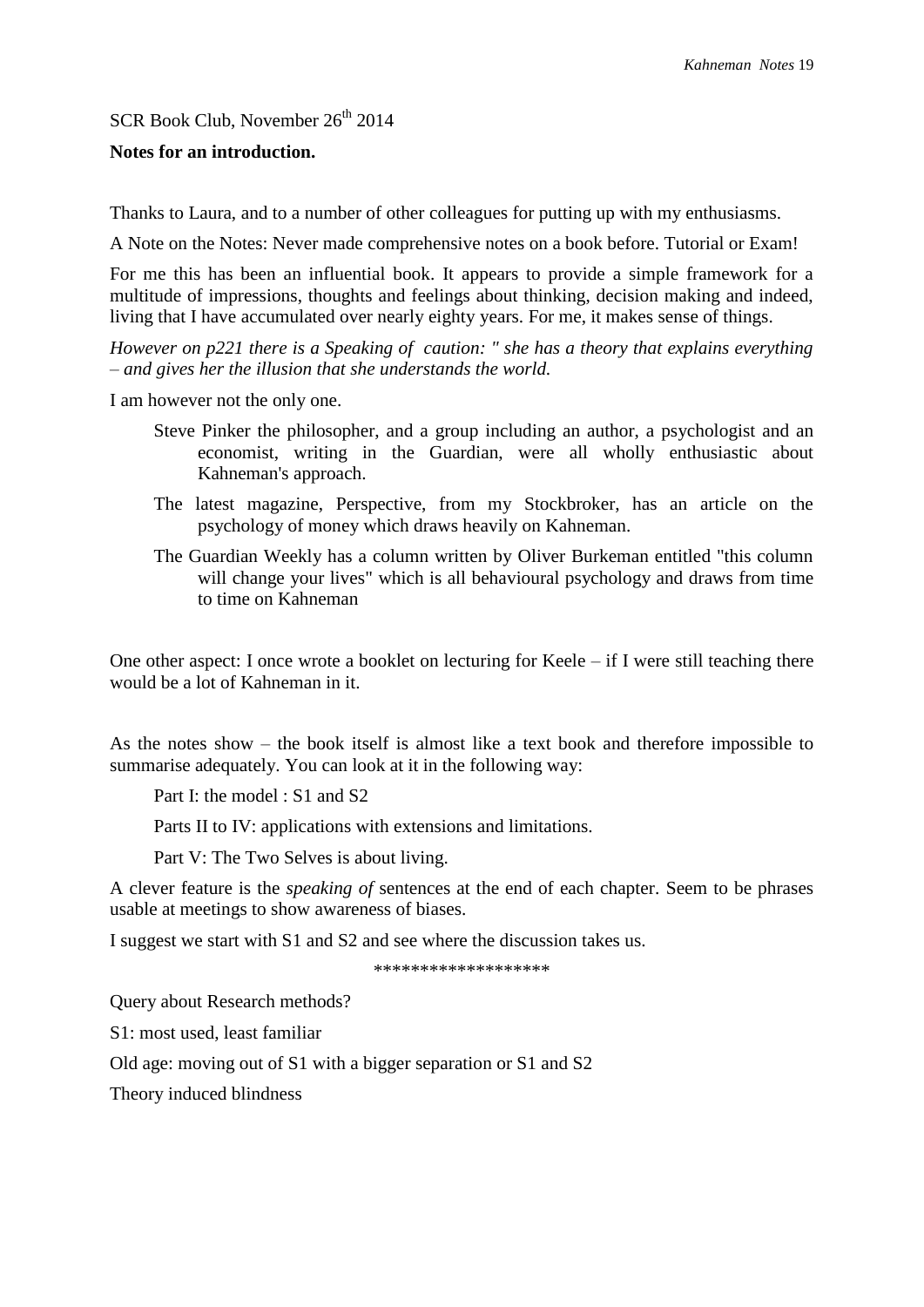SCR Book Club, November 26th 2014

**Notes for an introduction.**

Thanks to Laura, and to a number of other colleagues for putting up with my enthusiasms.

A Note on the Notes: Never made comprehensive notes on a book before. Tutorial or Exam!

For me this has been an influential book. It appears to provide a simple framework for a multitude of impressions, thoughts and feelings about thinking, decision making and indeed, living that I have accumulated over nearly eighty years. For me, it makes sense of things.

*However on p221 there is a Speaking of caution: " she has a theory that explains everything – and gives her the illusion that she understands the world.*

I am however not the only one.

> Steve Pinker the philosopher, and a group including an author, a psychologist and an economist, writing in the Guardian, were all wholly enthusiastic about Kahneman's approach.
>
> The latest magazine, Perspective, from my Stockbroker, has an article on the psychology of money which draws heavily on Kahneman.
>
> The Guardian Weekly has a column written by Oliver Burkeman entitled "this column will change your lives" which is all behavioural psychology and draws from time to time on Kahneman

One other aspect: I once wrote a booklet on lecturing for Keele – if I were still teaching there would be a lot of Kahneman in it.

As the notes show – the book itself is almost like a text book and therefore impossible to summarise adequately. You can look at it in the following way:

> Part I: the model : S1 and S2
>
> Parts II to IV: applications with extensions and limitations.
>
> Part V: The Two Selves is about living.

A clever feature is the *speaking of* sentences at the end of each chapter. Seem to be phrases usable at meetings to show awareness of biases.

I suggest we start with S1 and S2 and see where the discussion takes us.

*******************

Query about Research methods?

S1: most used, least familiar

Old age: moving out of S1 with a bigger separation or S1 and S2

Theory induced blindness